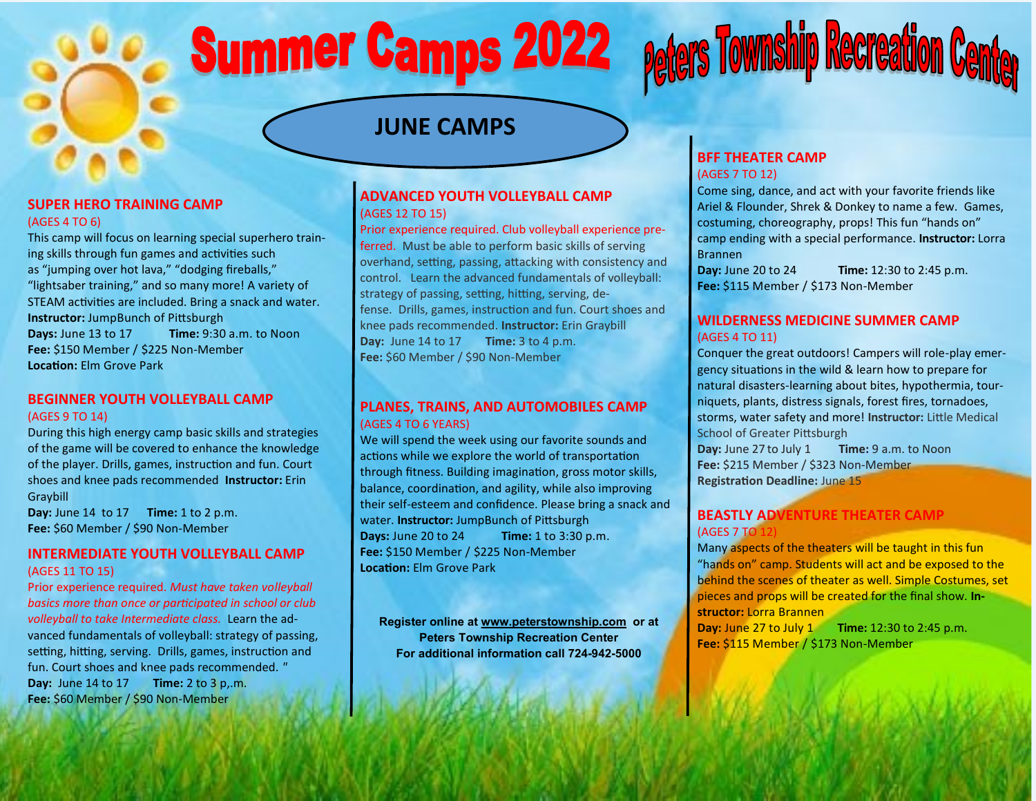# Summer Camps 2022

# Peters Township Recreation Center

## JUNE CAMPS

### SUPER HERO TRAINING CAMP

(AGES 4 TO 6)

This camp will focus on learning special superhero training skills through fun games and activities such as "jumping over hot lava," "dodging fireballs," "lightsaber training," and so many more! A variety of STEAM activities are included. Bring a snack and water.

**Instructor:** JumpBunch of Pittsburgh

**Days:** June 13 to 17 **Time:** 9:30 a.m. to Noon

**Fee:** $150 Member / $225 Non-Member

**Location:** Elm Grove Park

### BEGINNER YOUTH VOLLEYBALL CAMP

(AGES 9 TO 14)

During this high energy camp basic skills and strategies of the game will be covered to enhance the knowledge of the player. Drills, games, instruction and fun. Court shoes and knee pads recommended **Instructor:** Erin Graybill

**Day:** June 14 to 17 **Time:** 1 to 2 p.m.

**Fee:** $60 Member / $90 Non-Member

### INTERMEDIATE YOUTH VOLLEYBALL CAMP

(AGES 11 TO 15)

Prior experience required. *Must have taken volleyball basics more than once or participated in school or club volleyball to take Intermediate class.* Learn the advanced fundamentals of volleyball: strategy of passing, setting, hitting, serving. Drills, games, instruction and fun. Court shoes and knee pads recommended. "

**Day:** June 14 to 17 **Time:** 2 to 3 p,.m.

**Fee:** $60 Member / $90 Non-Member

### ADVANCED YOUTH VOLLEYBALL CAMP

(AGES 12 TO 15)

Prior experience required. Club volleyball experience preferred. Must be able to perform basic skills of serving overhand, setting, passing, attacking with consistency and control. Learn the advanced fundamentals of volleyball: strategy of passing, setting, hitting, serving, defense. Drills, games, instruction and fun. Court shoes and knee pads recommended. **Instructor:** Erin Graybill

**Day:** June 14 to 17 **Time:** 3 to 4 p.m.

**Fee:** $60 Member / $90 Non-Member

### PLANES, TRAINS, AND AUTOMOBILES CAMP

(AGES 4 TO 6 YEARS)

We will spend the week using our favorite sounds and actions while we explore the world of transportation through fitness. Building imagination, gross motor skills, balance, coordination, and agility, while also improving their self-esteem and confidence. Please bring a snack and water. **Instructor:** JumpBunch of Pittsburgh

**Days:** June 20 to 24 **Time:** 1 to 3:30 p.m.

**Fee:** $150 Member / $225 Non-Member

**Location:** Elm Grove Park

**Register online at www.peterstownship.com or at Peters Township Recreation Center**
**For additional information call 724-942-5000**

### BFF THEATER CAMP

(AGES 7 TO 12)

Come sing, dance, and act with your favorite friends like Ariel & Flounder, Shrek & Donkey to name a few. Games, costuming, choreography, props! This fun "hands on" camp ending with a special performance. **Instructor:** Lorra Brannen

**Day:** June 20 to 24 **Time:** 12:30 to 2:45 p.m.

**Fee:** $115 Member / $173 Non-Member

### WILDERNESS MEDICINE SUMMER CAMP

(AGES 4 TO 11)

Conquer the great outdoors! Campers will role-play emergency situations in the wild & learn how to prepare for natural disasters-learning about bites, hypothermia, tourniquets, plants, distress signals, forest fires, tornadoes, storms, water safety and more! **Instructor:** Little Medical School of Greater Pittsburgh

**Day:** June 27 to July 1 **Time:** 9 a.m. to Noon

**Fee:** $215 Member / $323 Non-Member

**Registration Deadline:** June 15

### BEASTLY ADVENTURE THEATER CAMP

(AGES 7 TO 12)

Many aspects of the theaters will be taught in this fun "hands on" camp. Students will act and be exposed to the behind the scenes of theater as well. Simple Costumes, set pieces and props will be created for the final show. **Instructor:** Lorra Brannen

**Day:** June 27 to July 1 **Time:** 12:30 to 2:45 p.m.

**Fee:** $115 Member / $173 Non-Member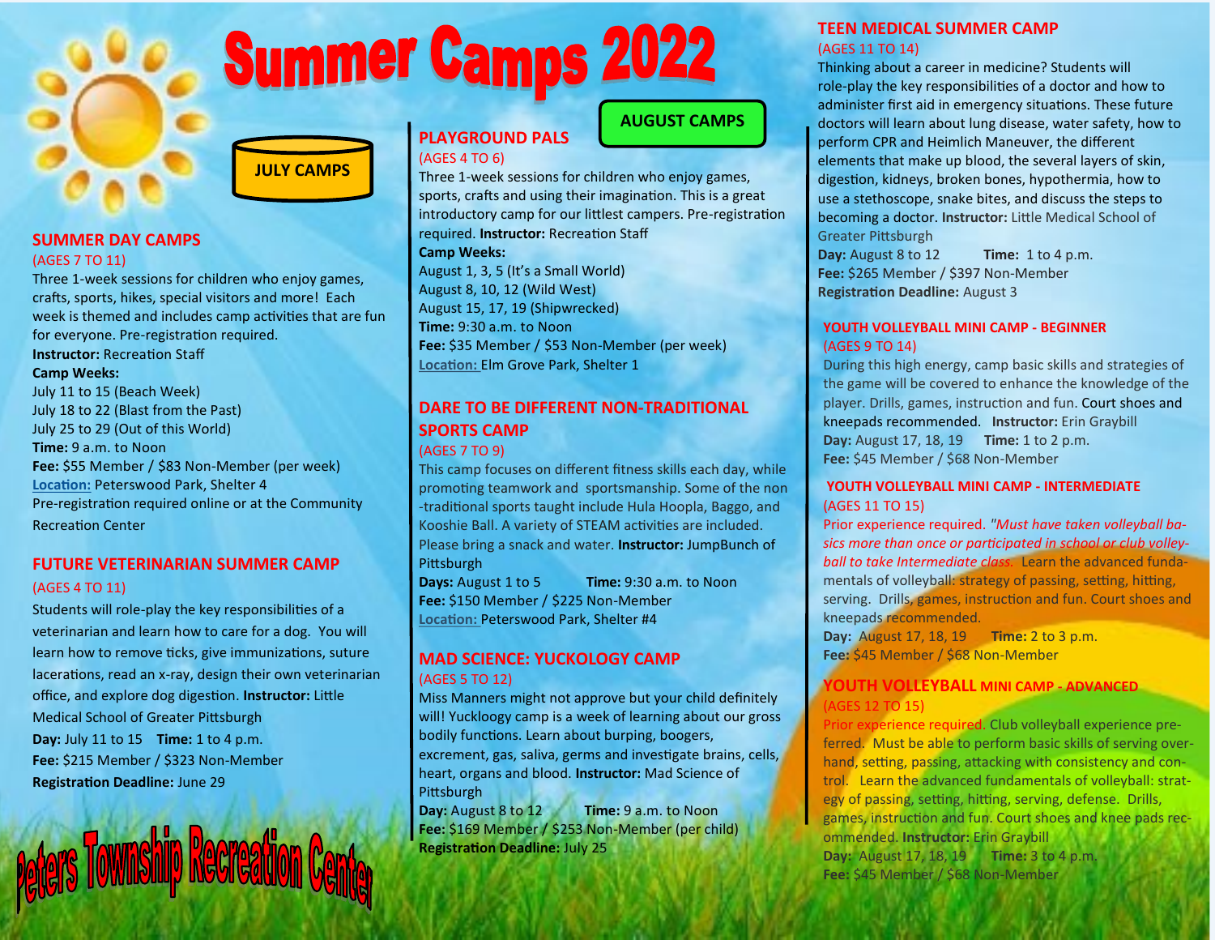# Summer Camps 2022

## JULY CAMPS

### SUMMER DAY CAMPS
(AGES 7 TO 11)

Three 1-week sessions for children who enjoy games, crafts, sports, hikes, special visitors and more! Each week is themed and includes camp activities that are fun for everyone. Pre-registration required.

**Instructor:** Recreation Staff

**Camp Weeks:**
July 11 to 15 (Beach Week)
July 18 to 22 (Blast from the Past)
July 25 to 29 (Out of this World)

**Time:** 9 a.m. to Noon

**Fee:** $55 Member / $83 Non-Member (per week)

**Location:** Peterswood Park, Shelter 4

Pre-registration required online or at the Community Recreation Center

### FUTURE VETERINARIAN SUMMER CAMP
(AGES 4 TO 11)

Students will role-play the key responsibilities of a veterinarian and learn how to care for a dog. You will learn how to remove ticks, give immunizations, suture lacerations, read an x-ray, design their own veterinarian office, and explore dog digestion. **Instructor:** Little Medical School of Greater Pittsburgh

**Day:** July 11 to 15 **Time:** 1 to 4 p.m.

**Fee:** $215 Member / $323 Non-Member

**Registration Deadline:** June 29

## AUGUST CAMPS

### PLAYGROUND PALS
(AGES 4 TO 6)

Three 1-week sessions for children who enjoy games, sports, crafts and using their imagination. This is a great introductory camp for our littlest campers. Pre-registration required. **Instructor:** Recreation Staff

**Camp Weeks:**
August 1, 3, 5 (It's a Small World)
August 8, 10, 12 (Wild West)
August 15, 17, 19 (Shipwrecked)

**Time:** 9:30 a.m. to Noon

**Fee:** $35 Member / $53 Non-Member (per week)

**Location:** Elm Grove Park, Shelter 1

### DARE TO BE DIFFERENT NON-TRADITIONAL SPORTS CAMP
(AGES 7 TO 9)

This camp focuses on different fitness skills each day, while promoting teamwork and sportsmanship. Some of the non-traditional sports taught include Hula Hoopla, Baggo, and Kooshie Ball. A variety of STEAM activities are included. Please bring a snack and water. **Instructor:** JumpBunch of Pittsburgh

**Days:** August 1 to 5 **Time:** 9:30 a.m. to Noon

**Fee:** $150 Member / $225 Non-Member

**Location:** Peterswood Park, Shelter #4

### MAD SCIENCE: YUCKOLOGY CAMP
(AGES 5 TO 12)

Miss Manners might not approve but your child definitely will! Yuckloogy camp is a week of learning about our gross bodily functions. Learn about burping, boogers, excrement, gas, saliva, germs and investigate brains, cells, heart, organs and blood. **Instructor:** Mad Science of Pittsburgh

**Day:** August 8 to 12 **Time:** 9 a.m. to Noon

**Fee:** $169 Member / $253 Non-Member (per child)

**Registration Deadline:** July 25

### TEEN MEDICAL SUMMER CAMP
(AGES 11 TO 14)

Thinking about a career in medicine? Students will role-play the key responsibilities of a doctor and how to administer first aid in emergency situations. These future doctors will learn about lung disease, water safety, how to perform CPR and Heimlich Maneuver, the different elements that make up blood, the several layers of skin, digestion, kidneys, broken bones, hypothermia, how to use a stethoscope, snake bites, and discuss the steps to becoming a doctor. **Instructor:** Little Medical School of Greater Pittsburgh

**Day:** August 8 to 12 **Time:** 1 to 4 p.m.

**Fee:** $265 Member / $397 Non-Member

**Registration Deadline:** August 3

### YOUTH VOLLEYBALL MINI CAMP - BEGINNER
(AGES 9 TO 14)

During this high energy, camp basic skills and strategies of the game will be covered to enhance the knowledge of the player. Drills, games, instruction and fun. Court shoes and kneepads recommended. **Instructor:** Erin Graybill

**Day:** August 17, 18, 19 **Time:** 1 to 2 p.m.

**Fee:** $45 Member / $68 Non-Member

### YOUTH VOLLEYBALL MINI CAMP - INTERMEDIATE
(AGES 11 TO 15)

Prior experience required. *"Must have taken volleyball basics more than once or participated in school or club volleyball to take Intermediate class.* Learn the advanced fundamentals of volleyball: strategy of passing, setting, hitting, serving. Drills, games, instruction and fun. Court shoes and kneepads recommended.

**Day:** August 17, 18, 19 **Time:** 2 to 3 p.m.

**Fee:** $45 Member / $68 Non-Member

### YOUTH VOLLEYBALL MINI CAMP - ADVANCED
(AGES 12 TO 15)

Prior experience required. Club volleyball experience preferred. Must be able to perform basic skills of serving overhand, setting, passing, attacking with consistency and control. Learn the advanced fundamentals of volleyball: strategy of passing, setting, hitting, serving, defense. Drills, games, instruction and fun. Court shoes and knee pads recommended. **Instructor:** Erin Graybill

**Day:** August 17, 18, 19 **Time:** 3 to 4 p.m.

**Fee:** $45 Member / $68 Non-Member

Peters Township Recreation Center